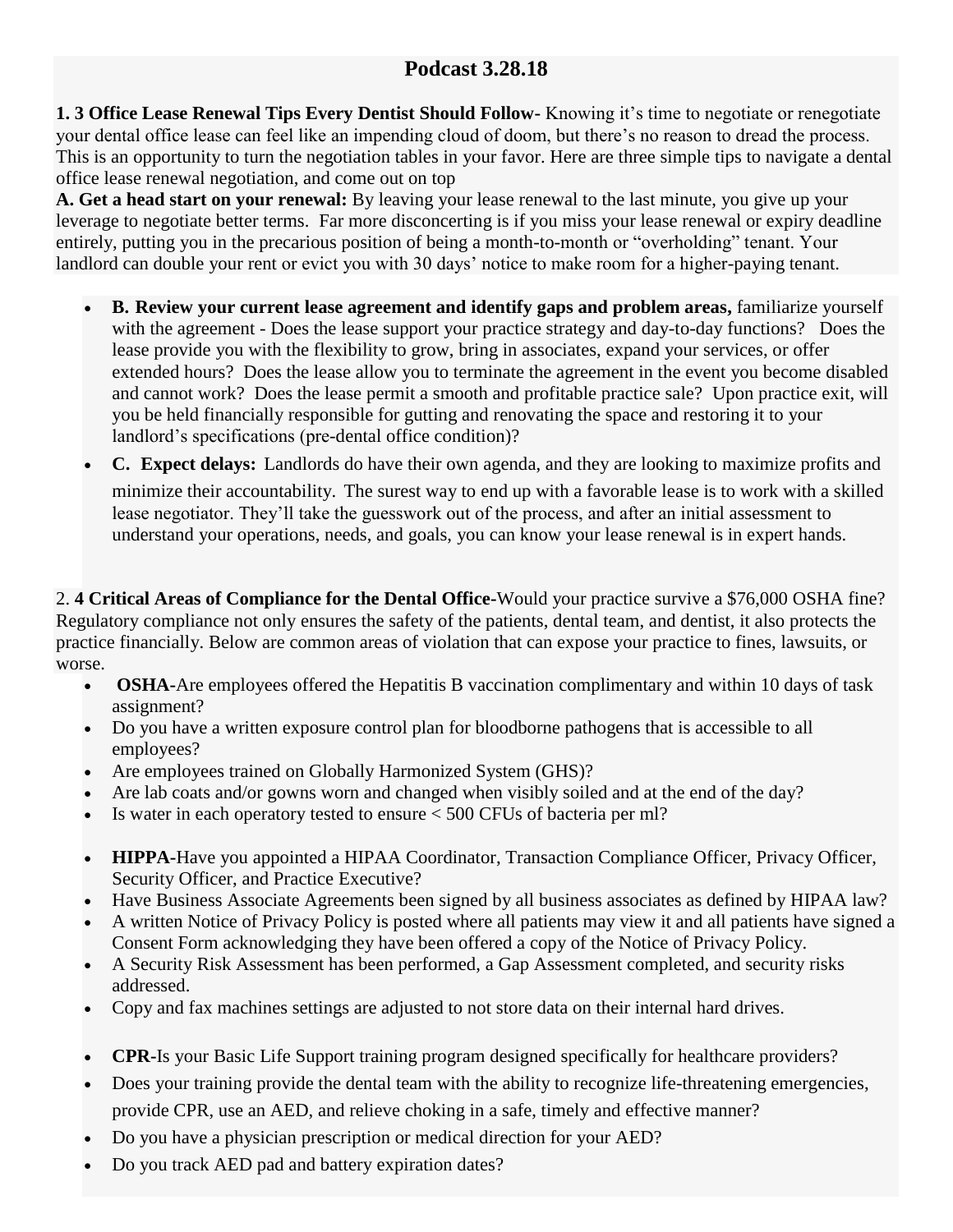# Podcast 3.28.18

**1. 3 Office Lease Renewal Tips Every Dentist Should Follow-** Knowing it's time to negotiate or renegotiate your dental office lease can feel like an impending cloud of doom, but there's no reason to dread the process. This is an opportunity to turn the negotiation tables in your favor. Here are three simple tips to navigate a dental office lease renewal negotiation, and come out on top

**A. Get a head start on your renewal:** By leaving your lease renewal to the last minute, you give up your leverage to negotiate better terms. Far more disconcerting is if you miss your lease renewal or expiry deadline entirely, putting you in the precarious position of being a month-to-month or "overholding" tenant. Your landlord can double your rent or evict you with 30 days' notice to make room for a higher-paying tenant.

- **B. Review your current lease agreement and identify gaps and problem areas,** familiarize yourself with the agreement - Does the lease support your practice strategy and day-to-day functions? Does the lease provide you with the flexibility to grow, bring in associates, expand your services, or offer extended hours? Does the lease allow you to terminate the agreement in the event you become disabled and cannot work? Does the lease permit a smooth and profitable practice sale? Upon practice exit, will you be held financially responsible for gutting and renovating the space and restoring it to your landlord's specifications (pre-dental office condition)?
- **C. Expect delays:** Landlords do have their own agenda, and they are looking to maximize profits and minimize their accountability. The surest way to end up with a favorable lease is to work with a skilled lease negotiator. They'll take the guesswork out of the process, and after an initial assessment to understand your operations, needs, and goals, you can know your lease renewal is in expert hands.

2. **4 Critical Areas of Compliance for the Dental Office-**Would your practice survive a $76,000 OSHA fine? Regulatory compliance not only ensures the safety of the patients, dental team, and dentist, it also protects the practice financially. Below are common areas of violation that can expose your practice to fines, lawsuits, or worse.

- **OSHA-**Are employees offered the Hepatitis B vaccination complimentary and within 10 days of task assignment?
- Do you have a written exposure control plan for bloodborne pathogens that is accessible to all employees?
- Are employees trained on Globally Harmonized System (GHS)?
- Are lab coats and/or gowns worn and changed when visibly soiled and at the end of the day?
- Is water in each operatory tested to ensure < 500 CFUs of bacteria per ml?

- **HIPPA-**Have you appointed a HIPAA Coordinator, Transaction Compliance Officer, Privacy Officer, Security Officer, and Practice Executive?
- Have Business Associate Agreements been signed by all business associates as defined by HIPAA law?
- A written Notice of Privacy Policy is posted where all patients may view it and all patients have signed a Consent Form acknowledging they have been offered a copy of the Notice of Privacy Policy.
- A Security Risk Assessment has been performed, a Gap Assessment completed, and security risks addressed.
- Copy and fax machines settings are adjusted to not store data on their internal hard drives.

- **CPR-**Is your Basic Life Support training program designed specifically for healthcare providers?
- Does your training provide the dental team with the ability to recognize life-threatening emergencies, provide CPR, use an AED, and relieve choking in a safe, timely and effective manner?
- Do you have a physician prescription or medical direction for your AED?
- Do you track AED pad and battery expiration dates?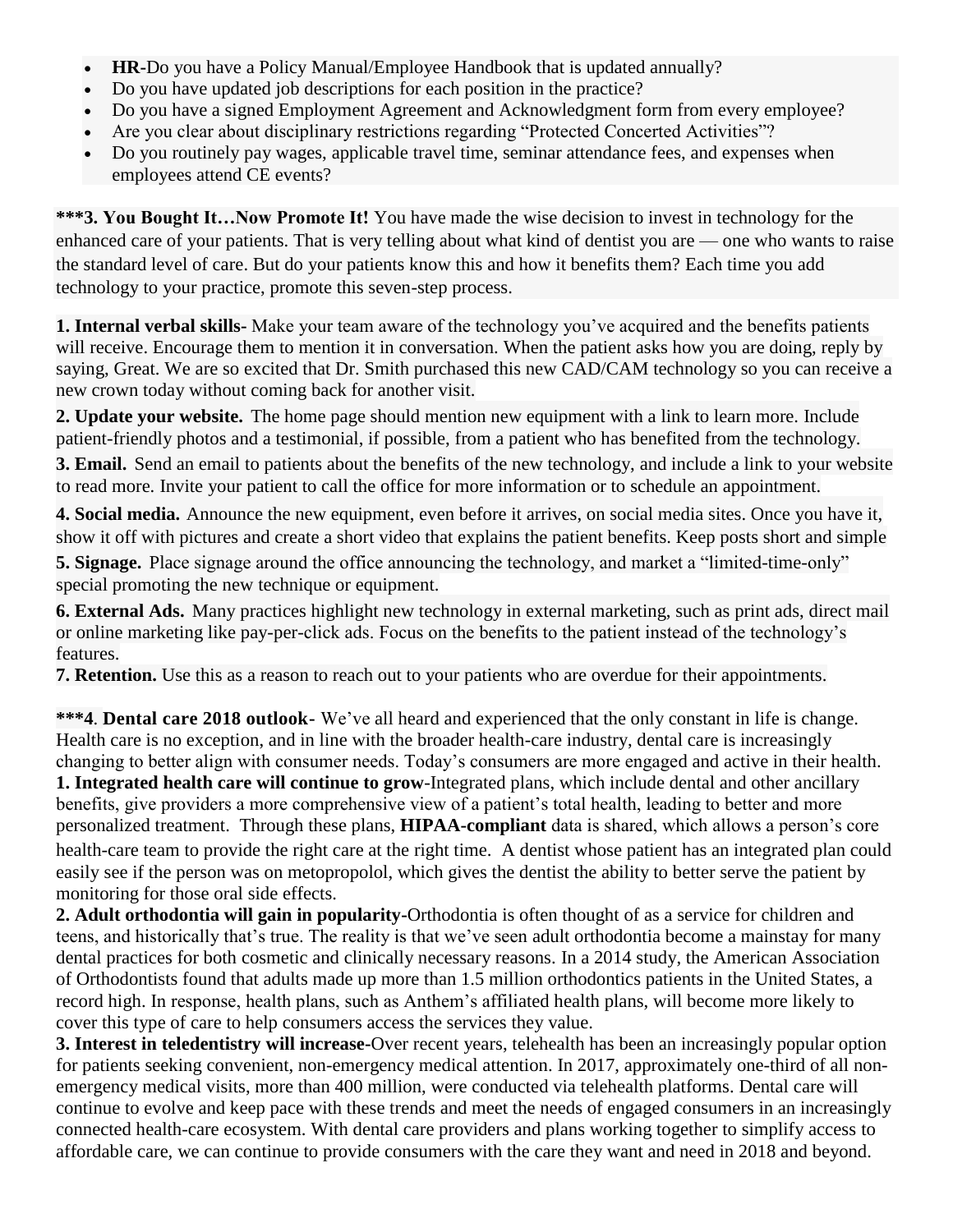- **HR**-Do you have a Policy Manual/Employee Handbook that is updated annually?
- Do you have updated job descriptions for each position in the practice?
- Do you have a signed Employment Agreement and Acknowledgment form from every employee?
- Are you clear about disciplinary restrictions regarding "Protected Concerted Activities"?
- Do you routinely pay wages, applicable travel time, seminar attendance fees, and expenses when employees attend CE events?

**\*\*\*3. You Bought It…Now Promote It!** You have made the wise decision to invest in technology for the enhanced care of your patients. That is very telling about what kind of dentist you are — one who wants to raise the standard level of care. But do your patients know this and how it benefits them? Each time you add technology to your practice, promote this seven-step process.

**1. Internal verbal skills-** Make your team aware of the technology you've acquired and the benefits patients will receive. Encourage them to mention it in conversation. When the patient asks how you are doing, reply by saying, Great. We are so excited that Dr. Smith purchased this new CAD/CAM technology so you can receive a new crown today without coming back for another visit.

**2. Update your website.** The home page should mention new equipment with a link to learn more. Include patient-friendly photos and a testimonial, if possible, from a patient who has benefited from the technology.

**3. Email.** Send an email to patients about the benefits of the new technology, and include a link to your website to read more. Invite your patient to call the office for more information or to schedule an appointment.

**4. Social media.** Announce the new equipment, even before it arrives, on social media sites. Once you have it, show it off with pictures and create a short video that explains the patient benefits. Keep posts short and simple

**5. Signage.** Place signage around the office announcing the technology, and market a "limited-time-only" special promoting the new technique or equipment.

**6. External Ads.** Many practices highlight new technology in external marketing, such as print ads, direct mail or online marketing like pay-per-click ads. Focus on the benefits to the patient instead of the technology's features.

**7. Retention.** Use this as a reason to reach out to your patients who are overdue for their appointments.

**\*\*\*4**. **Dental care 2018 outlook-** We've all heard and experienced that the only constant in life is change. Health care is no exception, and in line with the broader health-care industry, dental care is increasingly changing to better align with consumer needs. Today's consumers are more engaged and active in their health.

**1. Integrated health care will continue to grow**-Integrated plans, which include dental and other ancillary benefits, give providers a more comprehensive view of a patient's total health, leading to better and more personalized treatment. Through these plans, **HIPAA-compliant** data is shared, which allows a person's core health-care team to provide the right care at the right time. A dentist whose patient has an integrated plan could easily see if the person was on metopropolol, which gives the dentist the ability to better serve the patient by monitoring for those oral side effects.

**2. Adult orthodontia will gain in popularity-**Orthodontia is often thought of as a service for children and teens, and historically that's true. The reality is that we've seen adult orthodontia become a mainstay for many dental practices for both cosmetic and clinically necessary reasons. In a 2014 study, the American Association of Orthodontists found that adults made up more than 1.5 million orthodontics patients in the United States, a record high. In response, health plans, such as Anthem's affiliated health plans, will become more likely to cover this type of care to help consumers access the services they value.

**3. Interest in teledentistry will increase-**Over recent years, telehealth has been an increasingly popular option for patients seeking convenient, non-emergency medical attention. In 2017, approximately one-third of all non-emergency medical visits, more than 400 million, were conducted via telehealth platforms. Dental care will continue to evolve and keep pace with these trends and meet the needs of engaged consumers in an increasingly connected health-care ecosystem. With dental care providers and plans working together to simplify access to affordable care, we can continue to provide consumers with the care they want and need in 2018 and beyond.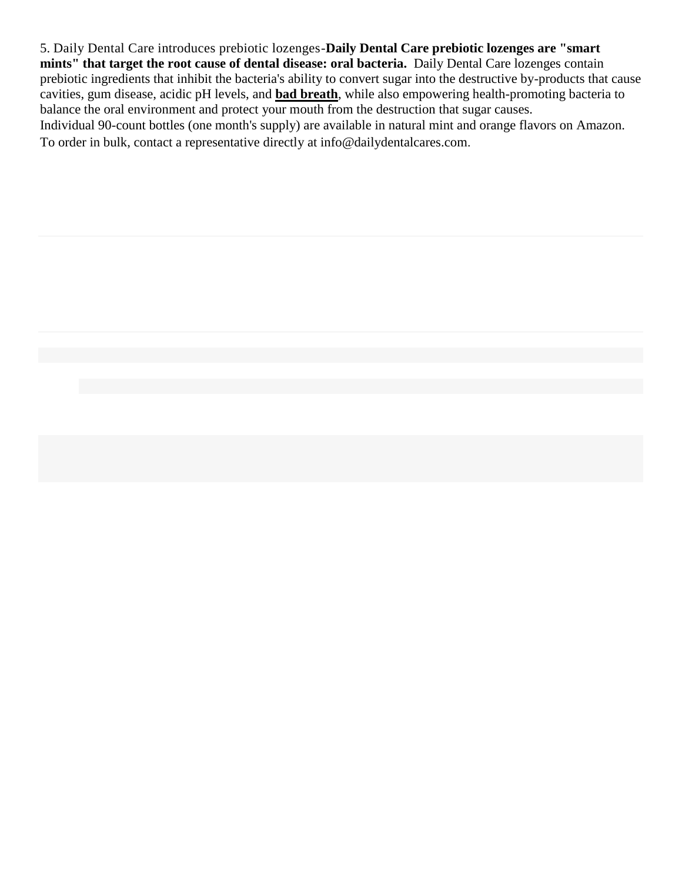5. Daily Dental Care introduces prebiotic lozenges-**Daily Dental Care prebiotic lozenges are "smart mints" that target the root cause of dental disease: oral bacteria.** Daily Dental Care lozenges contain prebiotic ingredients that inhibit the bacteria's ability to convert sugar into the destructive by-products that cause cavities, gum disease, acidic pH levels, and **bad breath**, while also empowering health-promoting bacteria to balance the oral environment and protect your mouth from the destruction that sugar causes.

Individual 90-count bottles (one month's supply) are available in natural mint and orange flavors on Amazon. To order in bulk, contact a representative directly at info@dailydentalcares.com.